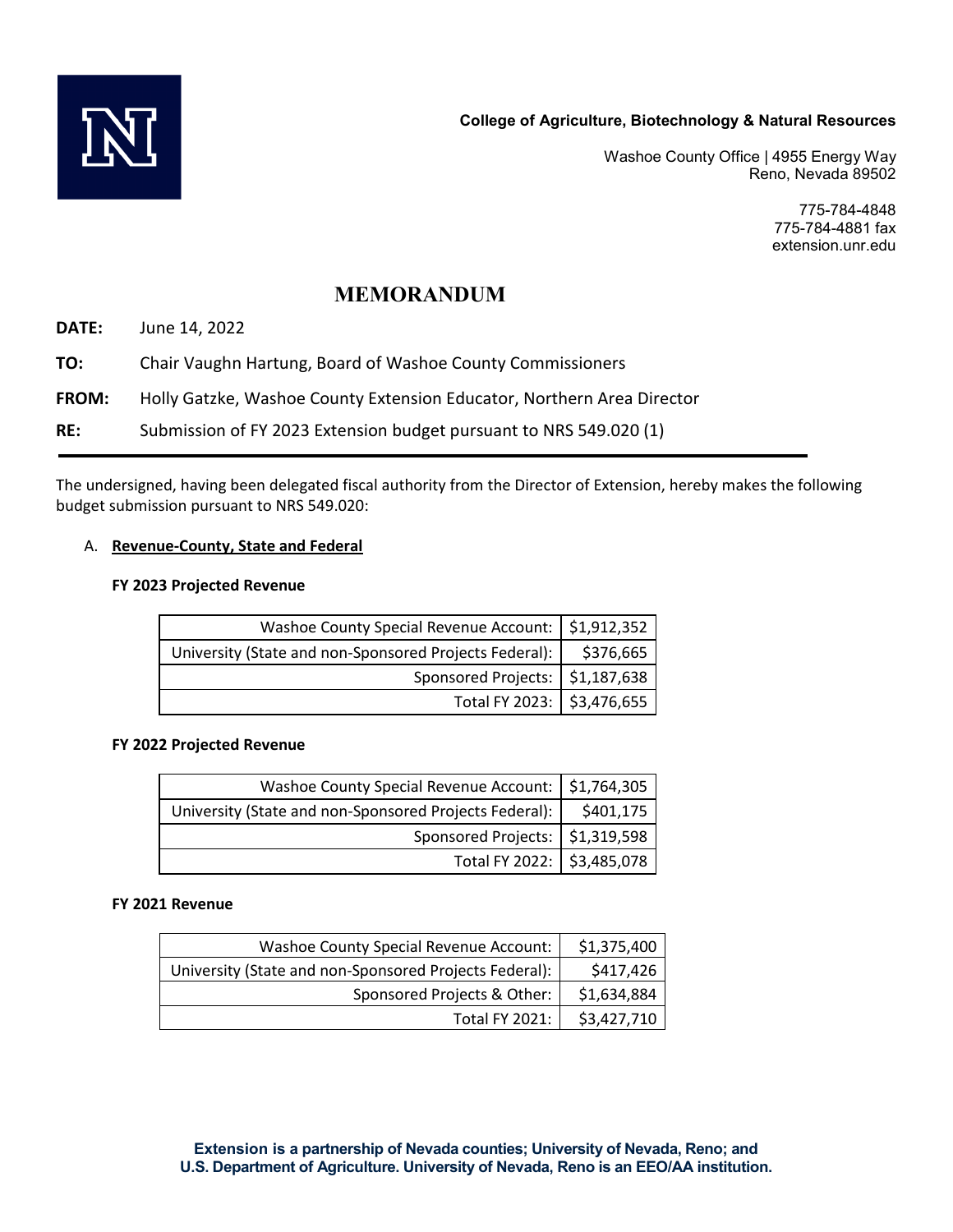**College of Agriculture, Biotechnology & Natural Resources**

Washoe County Office | 4955 Energy Way
Reno, Nevada 89502

775-784-4848
775-784-4881 fax
extension.unr.edu

# MEMORANDUM

**DATE:** June 14, 2022

**TO:** Chair Vaughn Hartung, Board of Washoe County Commissioners

**FROM:** Holly Gatzke, Washoe County Extension Educator, Northern Area Director

**RE:** Submission of FY 2023 Extension budget pursuant to NRS 549.020 (1)

---

The undersigned, having been delegated fiscal authority from the Director of Extension, hereby makes the following budget submission pursuant to NRS 549.020:

A. **Revenue-County, State and Federal**

**FY 2023 Projected Revenue**

| | |
|---:|---:|
| Washoe County Special Revenue Account: | $1,912,352 |
| University (State and non-Sponsored Projects Federal): | $376,665 |
| Sponsored Projects: | $1,187,638 |
| Total FY 2023: | $3,476,655 |

**FY 2022 Projected Revenue**

| | |
|---:|---:|
| Washoe County Special Revenue Account: | $1,764,305 |
| University (State and non-Sponsored Projects Federal): | $401,175 |
| Sponsored Projects: | $1,319,598 |
| Total FY 2022: | $3,485,078 |

**FY 2021 Revenue**

| | |
|---:|---:|
| Washoe County Special Revenue Account: | $1,375,400 |
| University (State and non-Sponsored Projects Federal): | $417,426 |
| Sponsored Projects & Other: | $1,634,884 |
| Total FY 2021: | $3,427,710 |

**Extension is a partnership of Nevada counties; University of Nevada, Reno; and U.S. Department of Agriculture. University of Nevada, Reno is an EEO/AA institution.**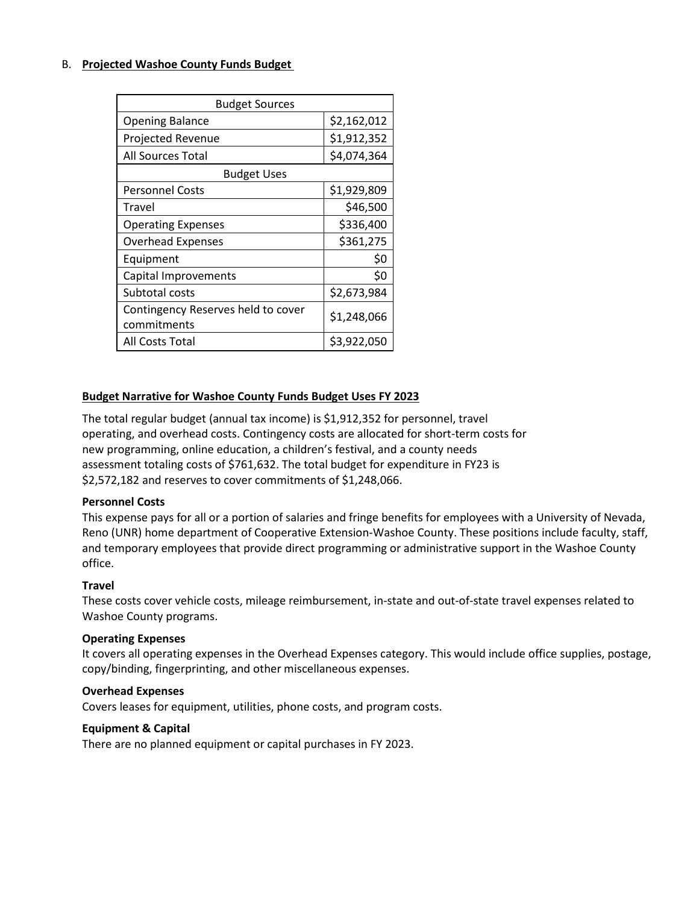B. **Projected Washoe County Funds Budget**

| Budget Sources | |
|---|---|
| Opening Balance | $2,162,012 |
| Projected Revenue | $1,912,352 |
| All Sources Total | $4,074,364 |
| **Budget Uses** | |
| Personnel Costs | $1,929,809 |
| Travel | $46,500 |
| Operating Expenses | $336,400 |
| Overhead Expenses | $361,275 |
| Equipment | $0 |
| Capital Improvements | $0 |
| Subtotal costs | $2,673,984 |
| Contingency Reserves held to cover commitments | $1,248,066 |
| All Costs Total | $3,922,050 |

**Budget Narrative for Washoe County Funds Budget Uses FY 2023**

The total regular budget (annual tax income) is $1,912,352 for personnel, travel operating, and overhead costs. Contingency costs are allocated for short-term costs for new programming, online education, a children's festival, and a county needs assessment totaling costs of $761,632. The total budget for expenditure in FY23 is $2,572,182 and reserves to cover commitments of $1,248,066.

**Personnel Costs**

This expense pays for all or a portion of salaries and fringe benefits for employees with a University of Nevada, Reno (UNR) home department of Cooperative Extension-Washoe County. These positions include faculty, staff, and temporary employees that provide direct programming or administrative support in the Washoe County office.

**Travel**

These costs cover vehicle costs, mileage reimbursement, in-state and out-of-state travel expenses related to Washoe County programs.

**Operating Expenses**

It covers all operating expenses in the Overhead Expenses category. This would include office supplies, postage, copy/binding, fingerprinting, and other miscellaneous expenses.

**Overhead Expenses**

Covers leases for equipment, utilities, phone costs, and program costs.

**Equipment & Capital**

There are no planned equipment or capital purchases in FY 2023.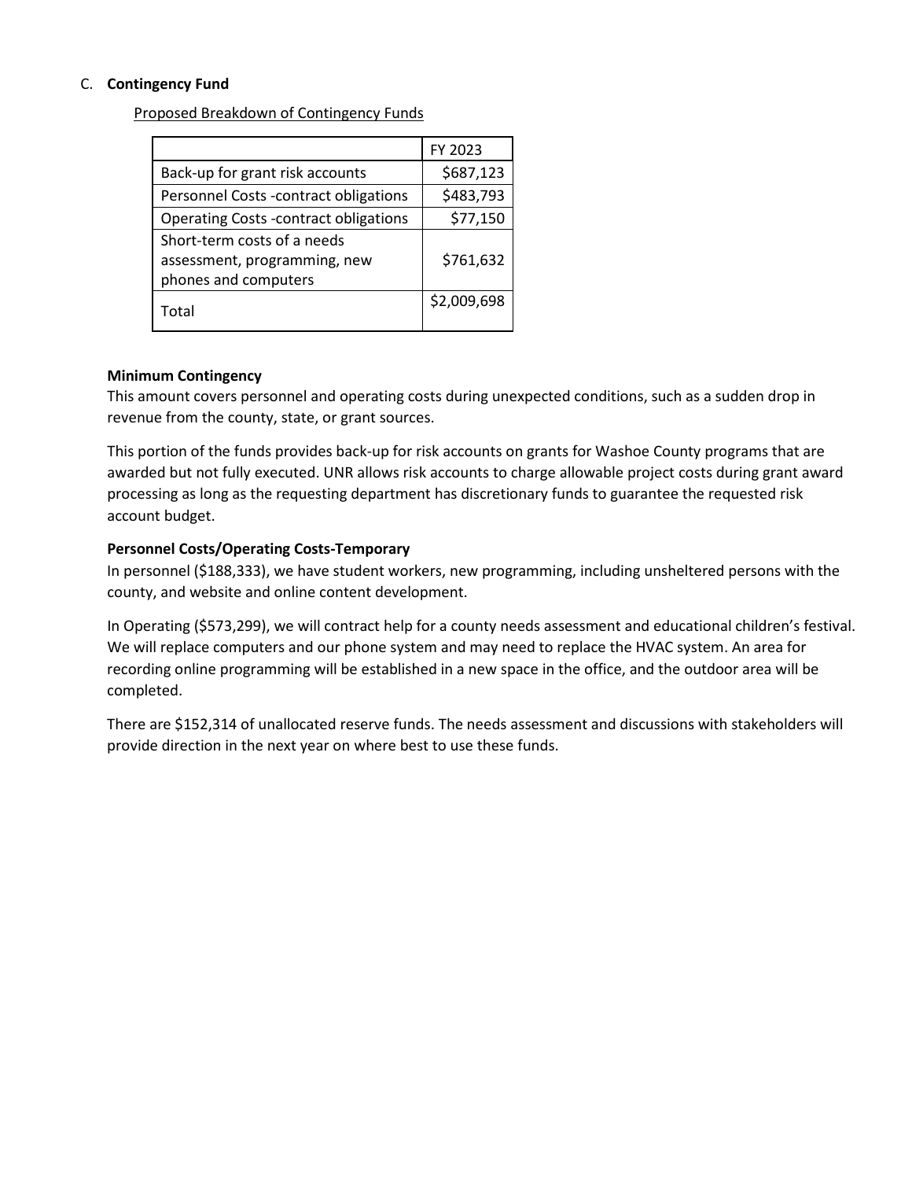C. **Contingency Fund**

Proposed Breakdown of Contingency Funds

| | FY 2023 |
|---|---|
| Back-up for grant risk accounts | $687,123 |
| Personnel Costs -contract obligations | $483,793 |
| Operating Costs -contract obligations | $77,150 |
| Short-term costs of a needs assessment, programming, new phones and computers | $761,632 |
| Total | $2,009,698 |

**Minimum Contingency**

This amount covers personnel and operating costs during unexpected conditions, such as a sudden drop in revenue from the county, state, or grant sources.

This portion of the funds provides back-up for risk accounts on grants for Washoe County programs that are awarded but not fully executed. UNR allows risk accounts to charge allowable project costs during grant award processing as long as the requesting department has discretionary funds to guarantee the requested risk account budget.

**Personnel Costs/Operating Costs-Temporary**

In personnel ($188,333), we have student workers, new programming, including unsheltered persons with the county, and website and online content development.

In Operating ($573,299), we will contract help for a county needs assessment and educational children's festival. We will replace computers and our phone system and may need to replace the HVAC system. An area for recording online programming will be established in a new space in the office, and the outdoor area will be completed.

There are $152,314 of unallocated reserve funds. The needs assessment and discussions with stakeholders will provide direction in the next year on where best to use these funds.